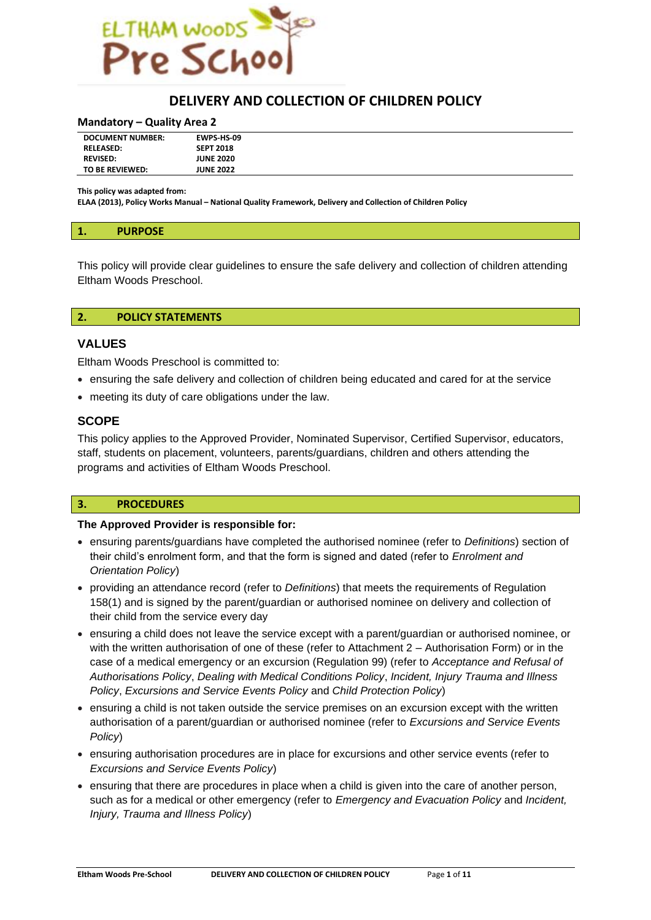# DELIVERY AND COLLECTION OF CHILDREN POLICY

**Mandatory – Quality Area 2**

| | |
|---|---|
| **DOCUMENT NUMBER:** | **EWPS-HS-09** |
| **RELEASED:** | **SEPT 2018** |
| **REVISED:** | **JUNE 2020** |
| **TO BE REVIEWED:** | **JUNE 2022** |

**This policy was adapted from:**
**ELAA (2013), Policy Works Manual – National Quality Framework, Delivery and Collection of Children Policy**

## 1. PURPOSE

This policy will provide clear guidelines to ensure the safe delivery and collection of children attending Eltham Woods Preschool.

## 2. POLICY STATEMENTS

### VALUES

Eltham Woods Preschool is committed to:

- ensuring the safe delivery and collection of children being educated and cared for at the service
- meeting its duty of care obligations under the law.

### SCOPE

This policy applies to the Approved Provider, Nominated Supervisor, Certified Supervisor, educators, staff, students on placement, volunteers, parents/guardians, children and others attending the programs and activities of Eltham Woods Preschool.

## 3. PROCEDURES

**The Approved Provider is responsible for:**

- ensuring parents/guardians have completed the authorised nominee (refer to *Definitions*) section of their child's enrolment form, and that the form is signed and dated (refer to *Enrolment and Orientation Policy*)
- providing an attendance record (refer to *Definitions*) that meets the requirements of Regulation 158(1) and is signed by the parent/guardian or authorised nominee on delivery and collection of their child from the service every day
- ensuring a child does not leave the service except with a parent/guardian or authorised nominee, or with the written authorisation of one of these (refer to Attachment 2 – Authorisation Form) or in the case of a medical emergency or an excursion (Regulation 99) (refer to *Acceptance and Refusal of Authorisations Policy*, *Dealing with Medical Conditions Policy*, *Incident, Injury Trauma and Illness Policy*, *Excursions and Service Events Policy* and *Child Protection Policy*)
- ensuring a child is not taken outside the service premises on an excursion except with the written authorisation of a parent/guardian or authorised nominee (refer to *Excursions and Service Events Policy*)
- ensuring authorisation procedures are in place for excursions and other service events (refer to *Excursions and Service Events Policy*)
- ensuring that there are procedures in place when a child is given into the care of another person, such as for a medical or other emergency (refer to *Emergency and Evacuation Policy* and *Incident, Injury, Trauma and Illness Policy*)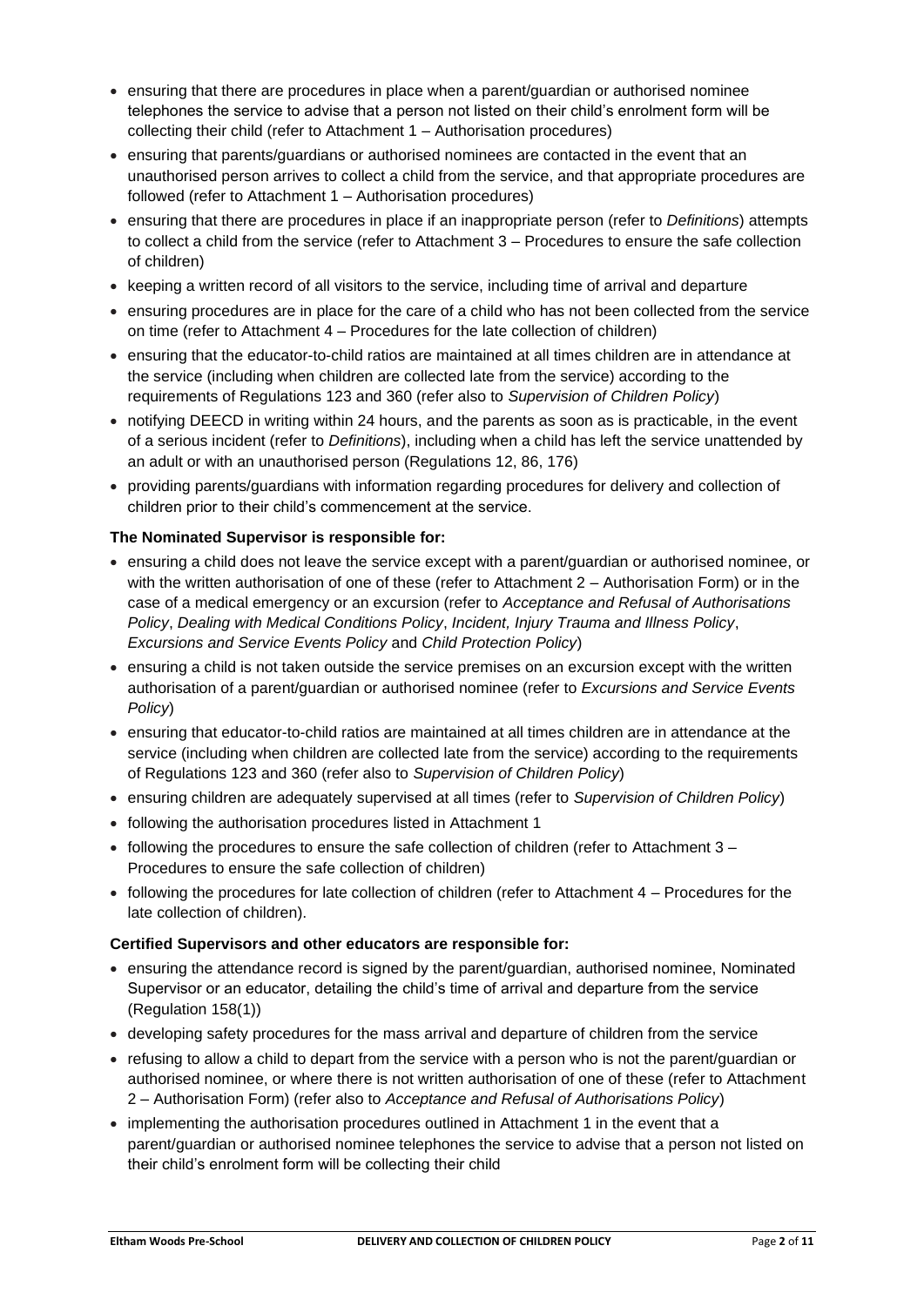- ensuring that there are procedures in place when a parent/guardian or authorised nominee telephones the service to advise that a person not listed on their child's enrolment form will be collecting their child (refer to Attachment 1 – Authorisation procedures)
- ensuring that parents/guardians or authorised nominees are contacted in the event that an unauthorised person arrives to collect a child from the service, and that appropriate procedures are followed (refer to Attachment 1 – Authorisation procedures)
- ensuring that there are procedures in place if an inappropriate person (refer to *Definitions*) attempts to collect a child from the service (refer to Attachment 3 – Procedures to ensure the safe collection of children)
- keeping a written record of all visitors to the service, including time of arrival and departure
- ensuring procedures are in place for the care of a child who has not been collected from the service on time (refer to Attachment 4 – Procedures for the late collection of children)
- ensuring that the educator-to-child ratios are maintained at all times children are in attendance at the service (including when children are collected late from the service) according to the requirements of Regulations 123 and 360 (refer also to *Supervision of Children Policy*)
- notifying DEECD in writing within 24 hours, and the parents as soon as is practicable, in the event of a serious incident (refer to *Definitions*), including when a child has left the service unattended by an adult or with an unauthorised person (Regulations 12, 86, 176)
- providing parents/guardians with information regarding procedures for delivery and collection of children prior to their child's commencement at the service.

**The Nominated Supervisor is responsible for:**

- ensuring a child does not leave the service except with a parent/guardian or authorised nominee, or with the written authorisation of one of these (refer to Attachment 2 – Authorisation Form) or in the case of a medical emergency or an excursion (refer to *Acceptance and Refusal of Authorisations Policy*, *Dealing with Medical Conditions Policy*, *Incident, Injury Trauma and Illness Policy*, *Excursions and Service Events Policy* and *Child Protection Policy*)
- ensuring a child is not taken outside the service premises on an excursion except with the written authorisation of a parent/guardian or authorised nominee (refer to *Excursions and Service Events Policy*)
- ensuring that educator-to-child ratios are maintained at all times children are in attendance at the service (including when children are collected late from the service) according to the requirements of Regulations 123 and 360 (refer also to *Supervision of Children Policy*)
- ensuring children are adequately supervised at all times (refer to *Supervision of Children Policy*)
- following the authorisation procedures listed in Attachment 1
- following the procedures to ensure the safe collection of children (refer to Attachment 3 – Procedures to ensure the safe collection of children)
- following the procedures for late collection of children (refer to Attachment 4 – Procedures for the late collection of children).

**Certified Supervisors and other educators are responsible for:**

- ensuring the attendance record is signed by the parent/guardian, authorised nominee, Nominated Supervisor or an educator, detailing the child's time of arrival and departure from the service (Regulation 158(1))
- developing safety procedures for the mass arrival and departure of children from the service
- refusing to allow a child to depart from the service with a person who is not the parent/guardian or authorised nominee, or where there is not written authorisation of one of these (refer to Attachment 2 – Authorisation Form) (refer also to *Acceptance and Refusal of Authorisations Policy*)
- implementing the authorisation procedures outlined in Attachment 1 in the event that a parent/guardian or authorised nominee telephones the service to advise that a person not listed on their child's enrolment form will be collecting their child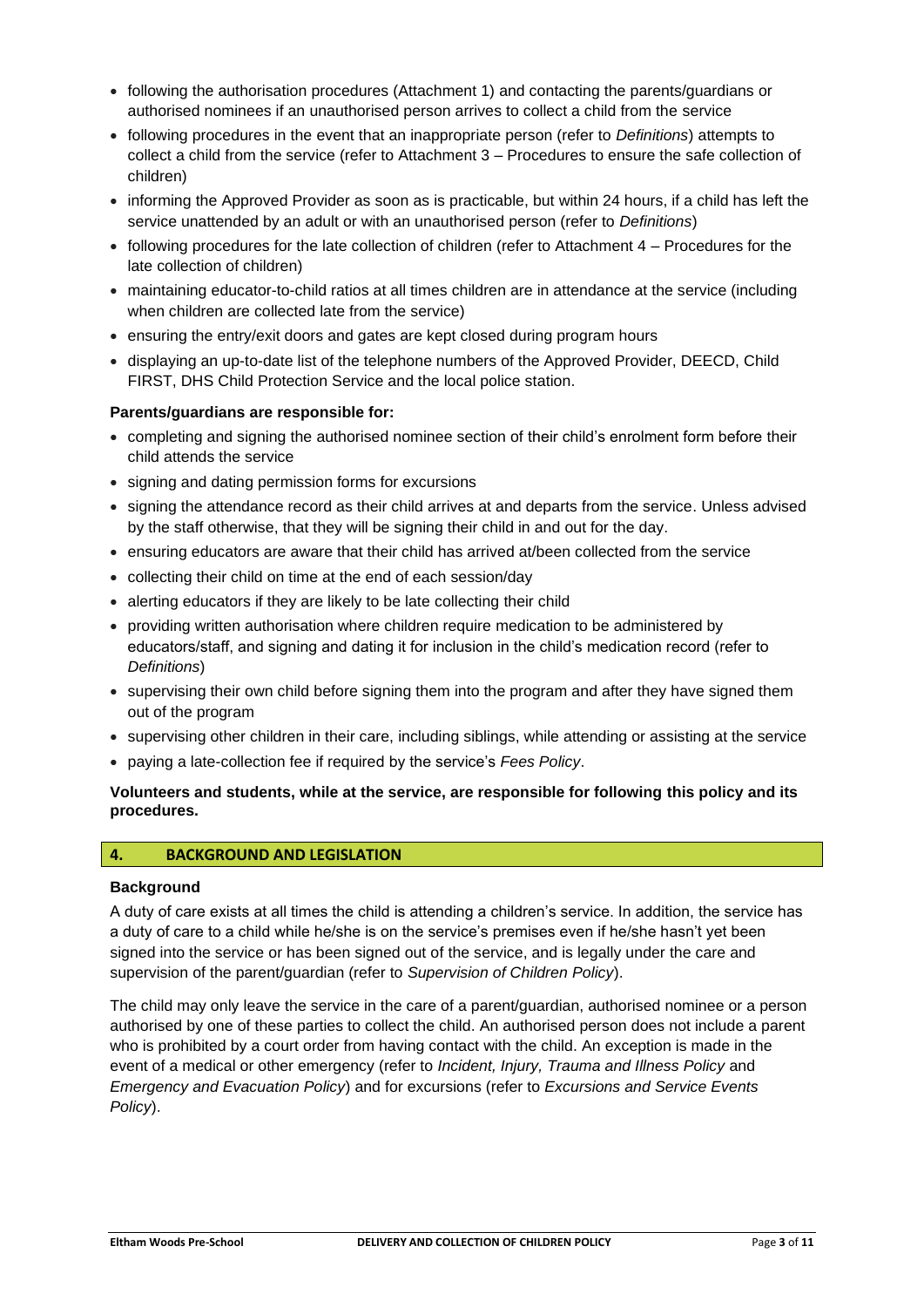- following the authorisation procedures (Attachment 1) and contacting the parents/guardians or authorised nominees if an unauthorised person arrives to collect a child from the service
- following procedures in the event that an inappropriate person (refer to *Definitions*) attempts to collect a child from the service (refer to Attachment 3 – Procedures to ensure the safe collection of children)
- informing the Approved Provider as soon as is practicable, but within 24 hours, if a child has left the service unattended by an adult or with an unauthorised person (refer to *Definitions*)
- following procedures for the late collection of children (refer to Attachment 4 – Procedures for the late collection of children)
- maintaining educator-to-child ratios at all times children are in attendance at the service (including when children are collected late from the service)
- ensuring the entry/exit doors and gates are kept closed during program hours
- displaying an up-to-date list of the telephone numbers of the Approved Provider, DEECD, Child FIRST, DHS Child Protection Service and the local police station.

**Parents/guardians are responsible for:**

- completing and signing the authorised nominee section of their child's enrolment form before their child attends the service
- signing and dating permission forms for excursions
- signing the attendance record as their child arrives at and departs from the service. Unless advised by the staff otherwise, that they will be signing their child in and out for the day.
- ensuring educators are aware that their child has arrived at/been collected from the service
- collecting their child on time at the end of each session/day
- alerting educators if they are likely to be late collecting their child
- providing written authorisation where children require medication to be administered by educators/staff, and signing and dating it for inclusion in the child's medication record (refer to *Definitions*)
- supervising their own child before signing them into the program and after they have signed them out of the program
- supervising other children in their care, including siblings, while attending or assisting at the service
- paying a late-collection fee if required by the service's *Fees Policy*.

**Volunteers and students, while at the service, are responsible for following this policy and its procedures.**

## 4. BACKGROUND AND LEGISLATION

**Background**

A duty of care exists at all times the child is attending a children's service. In addition, the service has a duty of care to a child while he/she is on the service's premises even if he/she hasn't yet been signed into the service or has been signed out of the service, and is legally under the care and supervision of the parent/guardian (refer to *Supervision of Children Policy*).

The child may only leave the service in the care of a parent/guardian, authorised nominee or a person authorised by one of these parties to collect the child. An authorised person does not include a parent who is prohibited by a court order from having contact with the child. An exception is made in the event of a medical or other emergency (refer to *Incident, Injury, Trauma and Illness Policy* and *Emergency and Evacuation Policy*) and for excursions (refer to *Excursions and Service Events Policy*).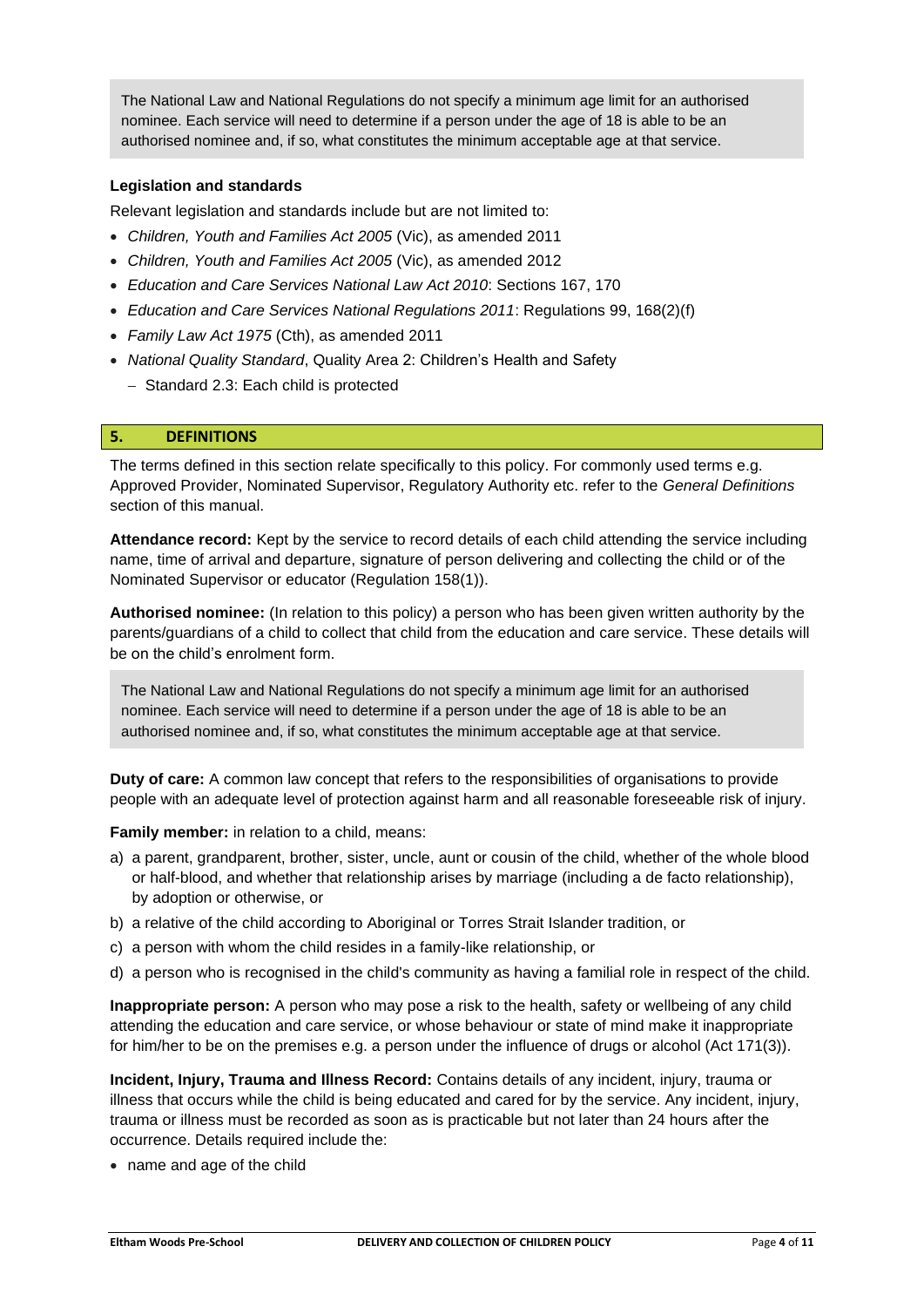The National Law and National Regulations do not specify a minimum age limit for an authorised nominee. Each service will need to determine if a person under the age of 18 is able to be an authorised nominee and, if so, what constitutes the minimum acceptable age at that service.

**Legislation and standards**

Relevant legislation and standards include but are not limited to:

- *Children, Youth and Families Act 2005* (Vic), as amended 2011
- *Children, Youth and Families Act 2005* (Vic), as amended 2012
- *Education and Care Services National Law Act 2010*: Sections 167, 170
- *Education and Care Services National Regulations 2011*: Regulations 99, 168(2)(f)
- *Family Law Act 1975* (Cth), as amended 2011
- *National Quality Standard*, Quality Area 2: Children's Health and Safety
  - Standard 2.3: Each child is protected

## 5. DEFINITIONS

The terms defined in this section relate specifically to this policy. For commonly used terms e.g. Approved Provider, Nominated Supervisor, Regulatory Authority etc. refer to the *General Definitions* section of this manual.

**Attendance record:** Kept by the service to record details of each child attending the service including name, time of arrival and departure, signature of person delivering and collecting the child or of the Nominated Supervisor or educator (Regulation 158(1)).

**Authorised nominee:** (In relation to this policy) a person who has been given written authority by the parents/guardians of a child to collect that child from the education and care service. These details will be on the child's enrolment form.

The National Law and National Regulations do not specify a minimum age limit for an authorised nominee. Each service will need to determine if a person under the age of 18 is able to be an authorised nominee and, if so, what constitutes the minimum acceptable age at that service.

**Duty of care:** A common law concept that refers to the responsibilities of organisations to provide people with an adequate level of protection against harm and all reasonable foreseeable risk of injury.

**Family member:** in relation to a child, means:

a) a parent, grandparent, brother, sister, uncle, aunt or cousin of the child, whether of the whole blood or half-blood, and whether that relationship arises by marriage (including a de facto relationship), by adoption or otherwise, or
b) a relative of the child according to Aboriginal or Torres Strait Islander tradition, or
c) a person with whom the child resides in a family-like relationship, or
d) a person who is recognised in the child's community as having a familial role in respect of the child.

**Inappropriate person:** A person who may pose a risk to the health, safety or wellbeing of any child attending the education and care service, or whose behaviour or state of mind make it inappropriate for him/her to be on the premises e.g. a person under the influence of drugs or alcohol (Act 171(3)).

**Incident, Injury, Trauma and Illness Record:** Contains details of any incident, injury, trauma or illness that occurs while the child is being educated and cared for by the service. Any incident, injury, trauma or illness must be recorded as soon as is practicable but not later than 24 hours after the occurrence. Details required include the:

- name and age of the child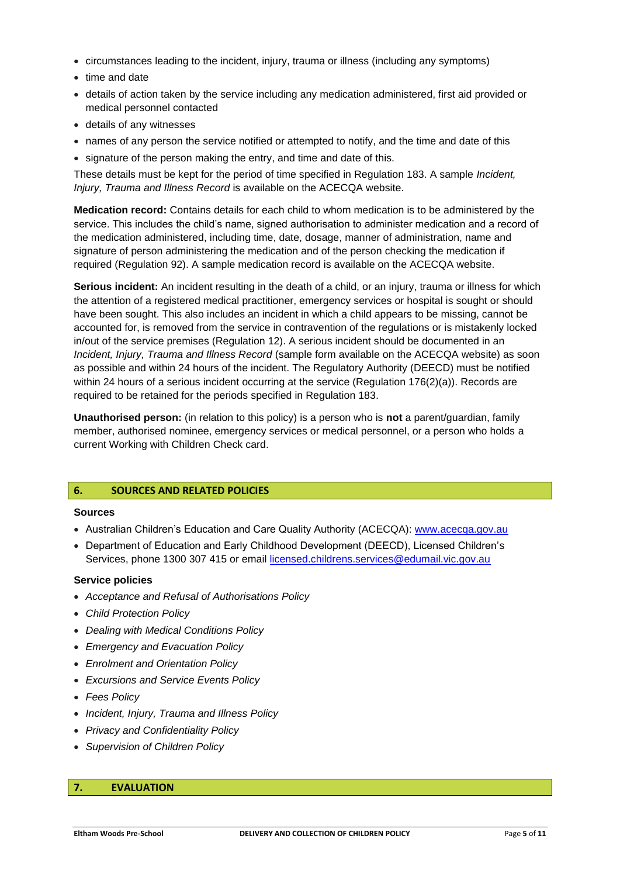- circumstances leading to the incident, injury, trauma or illness (including any symptoms)
- time and date
- details of action taken by the service including any medication administered, first aid provided or medical personnel contacted
- details of any witnesses
- names of any person the service notified or attempted to notify, and the time and date of this
- signature of the person making the entry, and time and date of this.

These details must be kept for the period of time specified in Regulation 183. A sample *Incident, Injury, Trauma and Illness Record* is available on the ACECQA website.

**Medication record:** Contains details for each child to whom medication is to be administered by the service. This includes the child's name, signed authorisation to administer medication and a record of the medication administered, including time, date, dosage, manner of administration, name and signature of person administering the medication and of the person checking the medication if required (Regulation 92). A sample medication record is available on the ACECQA website.

**Serious incident:** An incident resulting in the death of a child, or an injury, trauma or illness for which the attention of a registered medical practitioner, emergency services or hospital is sought or should have been sought. This also includes an incident in which a child appears to be missing, cannot be accounted for, is removed from the service in contravention of the regulations or is mistakenly locked in/out of the service premises (Regulation 12). A serious incident should be documented in an *Incident, Injury, Trauma and Illness Record* (sample form available on the ACECQA website) as soon as possible and within 24 hours of the incident. The Regulatory Authority (DEECD) must be notified within 24 hours of a serious incident occurring at the service (Regulation 176(2)(a)). Records are required to be retained for the periods specified in Regulation 183.

**Unauthorised person:** (in relation to this policy) is a person who is **not** a parent/guardian, family member, authorised nominee, emergency services or medical personnel, or a person who holds a current Working with Children Check card.

## 6. SOURCES AND RELATED POLICIES

### Sources

- Australian Children's Education and Care Quality Authority (ACECQA): www.acecqa.gov.au
- Department of Education and Early Childhood Development (DEECD), Licensed Children's Services, phone 1300 307 415 or email licensed.childrens.services@edumail.vic.gov.au

### Service policies

- *Acceptance and Refusal of Authorisations Policy*
- *Child Protection Policy*
- *Dealing with Medical Conditions Policy*
- *Emergency and Evacuation Policy*
- *Enrolment and Orientation Policy*
- *Excursions and Service Events Policy*
- *Fees Policy*
- *Incident, Injury, Trauma and Illness Policy*
- *Privacy and Confidentiality Policy*
- *Supervision of Children Policy*

## 7. EVALUATION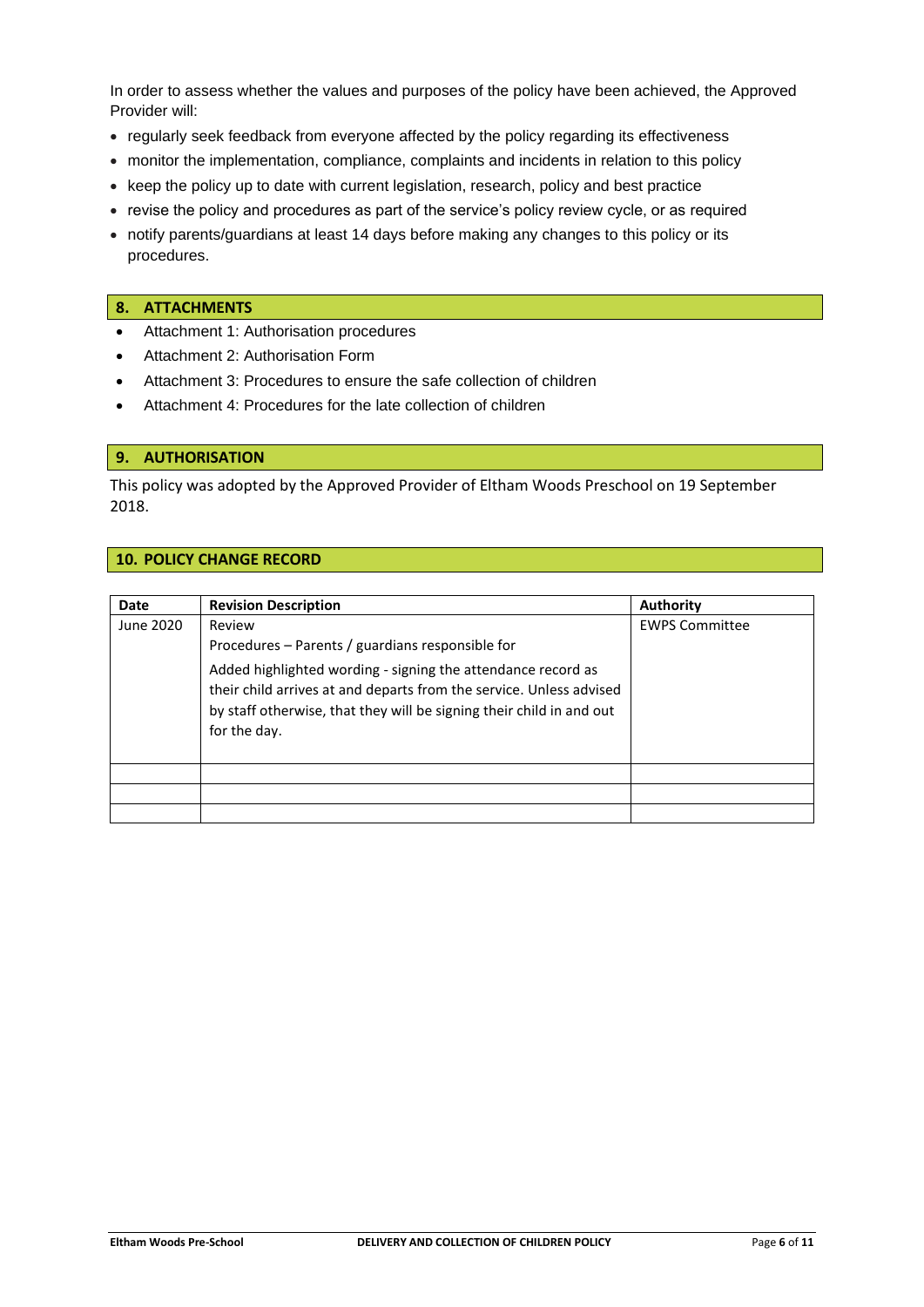In order to assess whether the values and purposes of the policy have been achieved, the Approved Provider will:

- regularly seek feedback from everyone affected by the policy regarding its effectiveness
- monitor the implementation, compliance, complaints and incidents in relation to this policy
- keep the policy up to date with current legislation, research, policy and best practice
- revise the policy and procedures as part of the service's policy review cycle, or as required
- notify parents/guardians at least 14 days before making any changes to this policy or its procedures.

## 8. ATTACHMENTS

- Attachment 1: Authorisation procedures
- Attachment 2: Authorisation Form
- Attachment 3: Procedures to ensure the safe collection of children
- Attachment 4: Procedures for the late collection of children

## 9. AUTHORISATION

This policy was adopted by the Approved Provider of Eltham Woods Preschool on 19 September 2018.

## 10. POLICY CHANGE RECORD

| Date | Revision Description | Authority |
|---|---|---|
| June 2020 | Review<br>Procedures – Parents / guardians responsible for<br>Added highlighted wording - signing the attendance record as their child arrives at and departs from the service. Unless advised by staff otherwise, that they will be signing their child in and out for the day. | EWPS Committee |
| | | |
| | | |
| | | |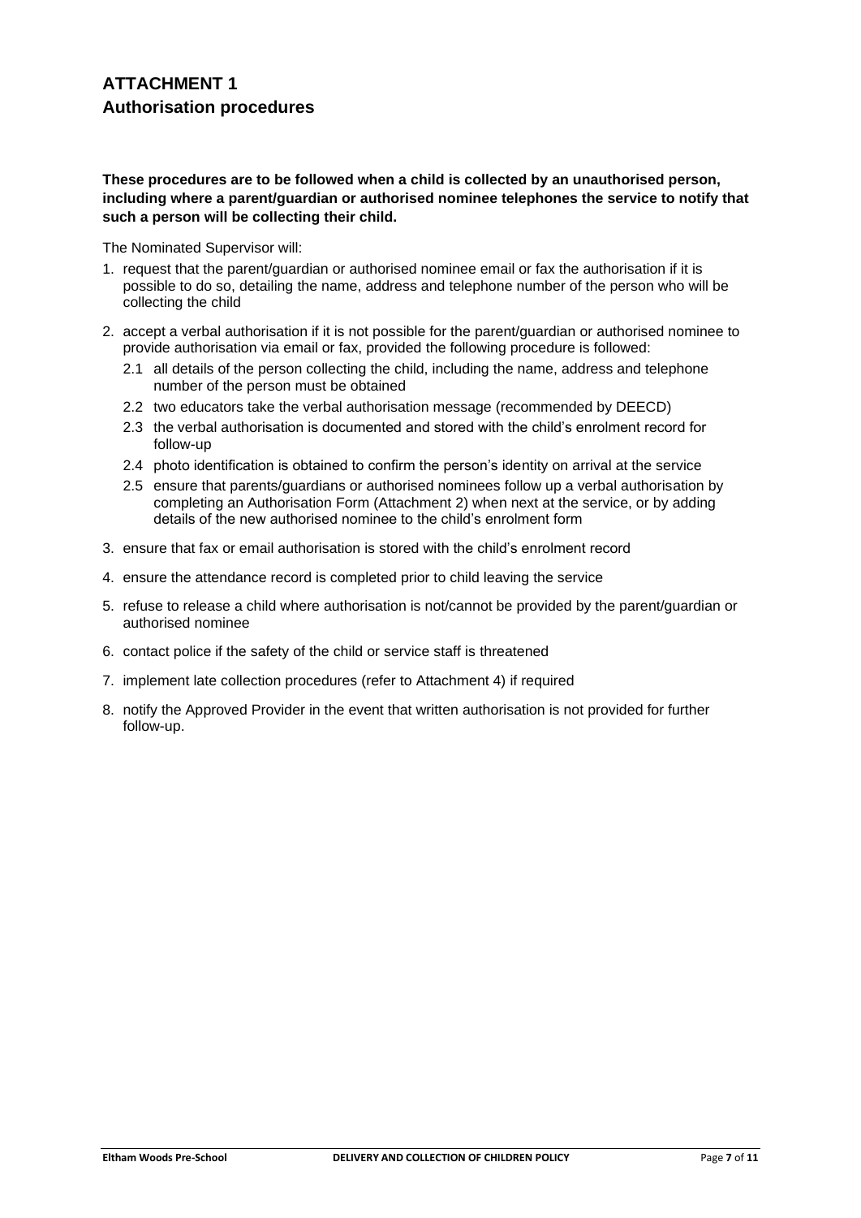# ATTACHMENT 1

## Authorisation procedures

**These procedures are to be followed when a child is collected by an unauthorised person, including where a parent/guardian or authorised nominee telephones the service to notify that such a person will be collecting their child.**

The Nominated Supervisor will:

1. request that the parent/guardian or authorised nominee email or fax the authorisation if it is possible to do so, detailing the name, address and telephone number of the person who will be collecting the child
2. accept a verbal authorisation if it is not possible for the parent/guardian or authorised nominee to provide authorisation via email or fax, provided the following procedure is followed:
   - 2.1 all details of the person collecting the child, including the name, address and telephone number of the person must be obtained
   - 2.2 two educators take the verbal authorisation message (recommended by DEECD)
   - 2.3 the verbal authorisation is documented and stored with the child's enrolment record for follow-up
   - 2.4 photo identification is obtained to confirm the person's identity on arrival at the service
   - 2.5 ensure that parents/guardians or authorised nominees follow up a verbal authorisation by completing an Authorisation Form (Attachment 2) when next at the service, or by adding details of the new authorised nominee to the child's enrolment form
3. ensure that fax or email authorisation is stored with the child's enrolment record
4. ensure the attendance record is completed prior to child leaving the service
5. refuse to release a child where authorisation is not/cannot be provided by the parent/guardian or authorised nominee
6. contact police if the safety of the child or service staff is threatened
7. implement late collection procedures (refer to Attachment 4) if required
8. notify the Approved Provider in the event that written authorisation is not provided for further follow-up.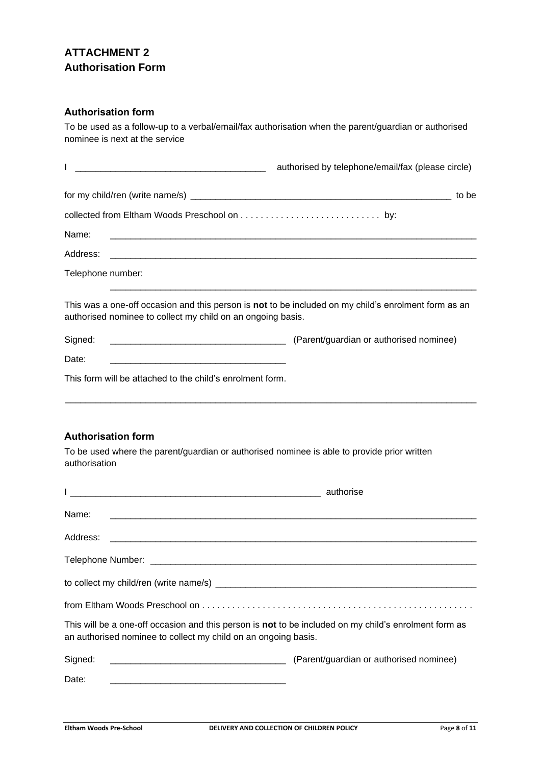## ATTACHMENT 2
## Authorisation Form

### Authorisation form

To be used as a follow-up to a verbal/email/fax authorisation when the parent/guardian or authorised nominee is next at the service

I ____________________________________ authorised by telephone/email/fax (please circle)

for my child/ren (write name/s) ____________________________________________________ to be

collected from Eltham Woods Preschool on . . . . . . . . . . . . . . . . . . . . . . . . . . . . by:

Name: ______________________________________________________________________

Address: ____________________________________________________________________

Telephone number: ____________________________________________________________

This was a one-off occasion and this person is **not** to be included on my child's enrolment form as an authorised nominee to collect my child on an ongoing basis.

Signed: __________________________________ (Parent/guardian or authorised nominee)

Date: __________________________________

This form will be attached to the child's enrolment form.

---

### Authorisation form

To be used where the parent/guardian or authorised nominee is able to provide prior written authorisation

I __________________________________________________ authorise

Name: ______________________________________________________________________

Address: ____________________________________________________________________

Telephone Number: ____________________________________________________________

to collect my child/ren (write name/s) ____________________________________________________

from Eltham Woods Preschool on . . . . . . . . . . . . . . . . . . . . . . . . . . . . . . . . . . . . . . . . . . . . . . . . . . . . .

This will be a one-off occasion and this person is **not** to be included on my child's enrolment form as an authorised nominee to collect my child on an ongoing basis.

Signed: __________________________________ (Parent/guardian or authorised nominee)

Date: __________________________________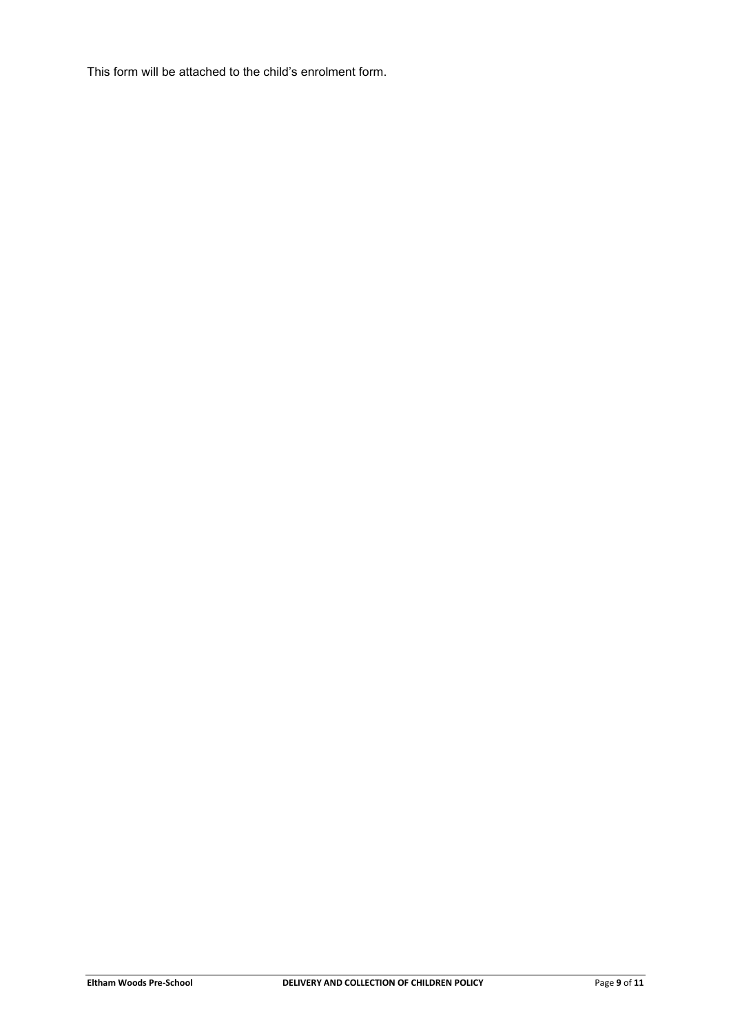This form will be attached to the child's enrolment form.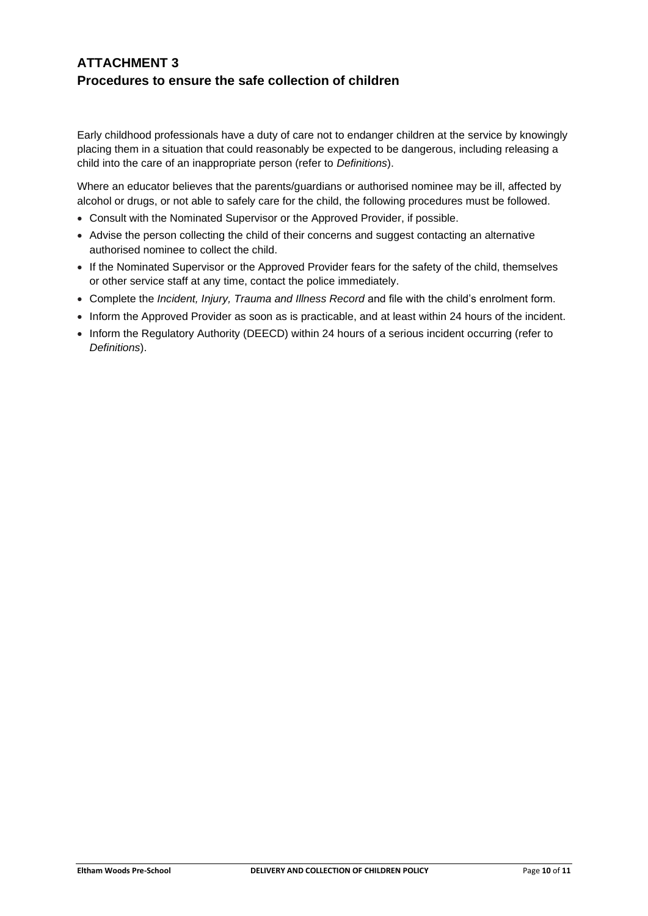## ATTACHMENT 3
## Procedures to ensure the safe collection of children

Early childhood professionals have a duty of care not to endanger children at the service by knowingly placing them in a situation that could reasonably be expected to be dangerous, including releasing a child into the care of an inappropriate person (refer to *Definitions*).

Where an educator believes that the parents/guardians or authorised nominee may be ill, affected by alcohol or drugs, or not able to safely care for the child, the following procedures must be followed.

- Consult with the Nominated Supervisor or the Approved Provider, if possible.
- Advise the person collecting the child of their concerns and suggest contacting an alternative authorised nominee to collect the child.
- If the Nominated Supervisor or the Approved Provider fears for the safety of the child, themselves or other service staff at any time, contact the police immediately.
- Complete the *Incident, Injury, Trauma and Illness Record* and file with the child's enrolment form.
- Inform the Approved Provider as soon as is practicable, and at least within 24 hours of the incident.
- Inform the Regulatory Authority (DEECD) within 24 hours of a serious incident occurring (refer to *Definitions*).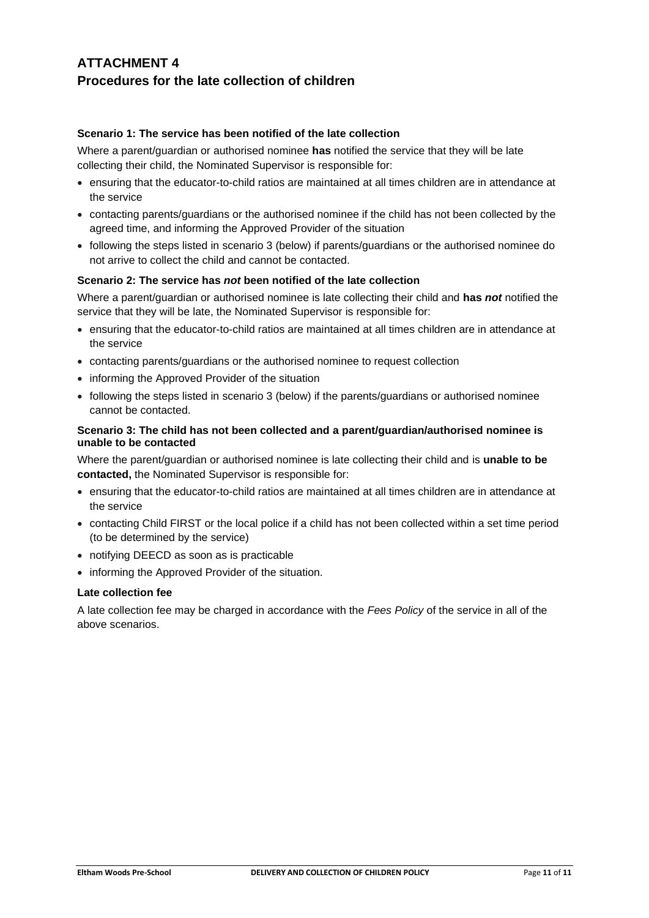# ATTACHMENT 4
## Procedures for the late collection of children

### Scenario 1: The service has been notified of the late collection

Where a parent/guardian or authorised nominee **has** notified the service that they will be late collecting their child, the Nominated Supervisor is responsible for:

- ensuring that the educator-to-child ratios are maintained at all times children are in attendance at the service
- contacting parents/guardians or the authorised nominee if the child has not been collected by the agreed time, and informing the Approved Provider of the situation
- following the steps listed in scenario 3 (below) if parents/guardians or the authorised nominee do not arrive to collect the child and cannot be contacted.

### Scenario 2: The service has *not* been notified of the late collection

Where a parent/guardian or authorised nominee is late collecting their child and **has *not*** notified the service that they will be late, the Nominated Supervisor is responsible for:

- ensuring that the educator-to-child ratios are maintained at all times children are in attendance at the service
- contacting parents/guardians or the authorised nominee to request collection
- informing the Approved Provider of the situation
- following the steps listed in scenario 3 (below) if the parents/guardians or authorised nominee cannot be contacted.

### Scenario 3: The child has not been collected and a parent/guardian/authorised nominee is unable to be contacted

Where the parent/guardian or authorised nominee is late collecting their child and is **unable to be contacted,** the Nominated Supervisor is responsible for:

- ensuring that the educator-to-child ratios are maintained at all times children are in attendance at the service
- contacting Child FIRST or the local police if a child has not been collected within a set time period (to be determined by the service)
- notifying DEECD as soon as is practicable
- informing the Approved Provider of the situation.

### Late collection fee

A late collection fee may be charged in accordance with the *Fees Policy* of the service in all of the above scenarios.